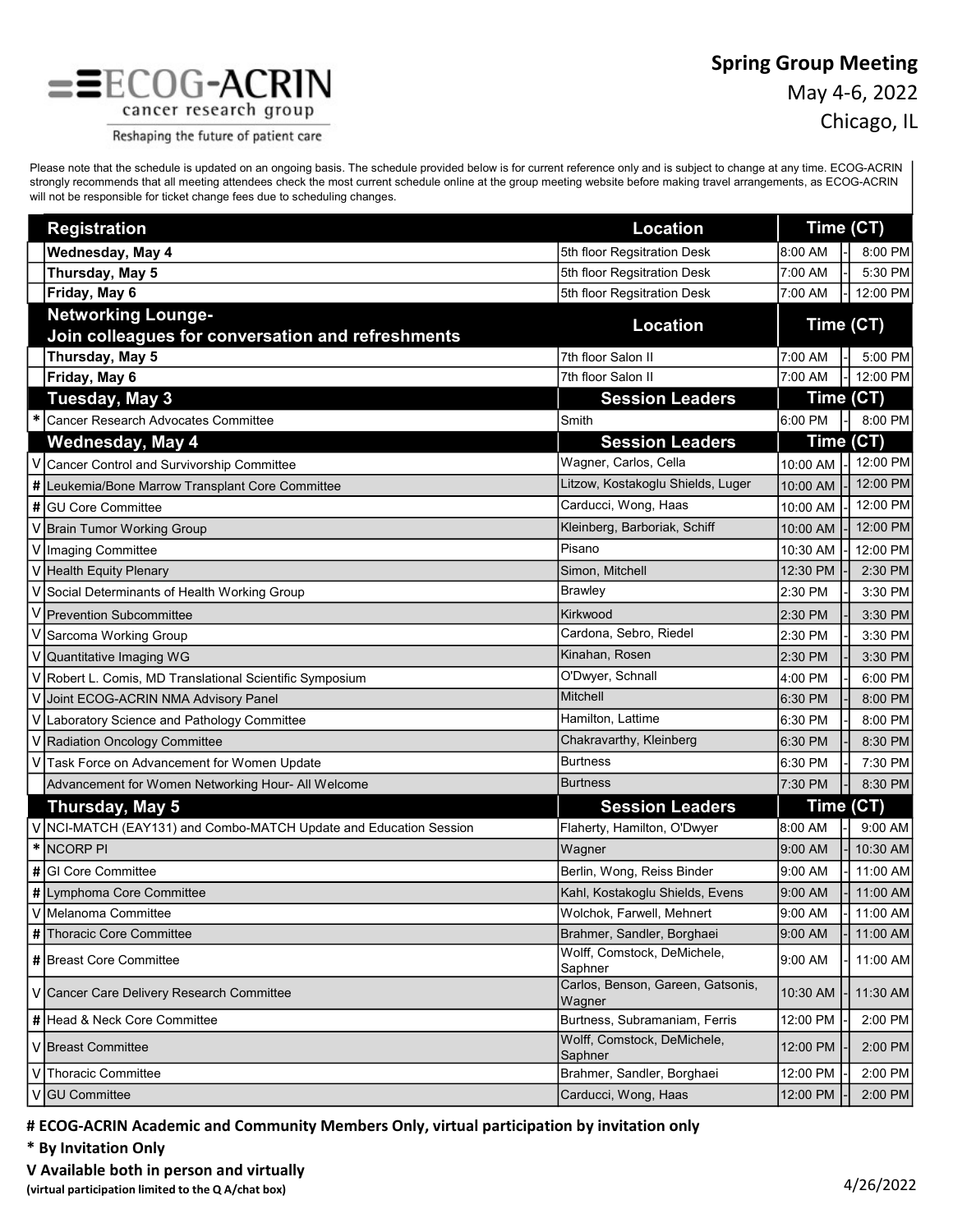ECOG-ACRIN cancer research group

Reshaping the future of patient care

# Spring Group Meeting

May 4-6, 2022

Chicago, IL

Please note that the schedule is updated on an ongoing basis. The schedule provided below is for current reference only and is subject to change at any time. ECOG-ACRIN strongly recommends that all meeting attendees check the most current schedule online at the group meeting website before making travel arrangements, as ECOG-ACRIN will not be responsible for ticket change fees due to scheduling changes.

| | Registration | Location | Time (CT) | | |
|---|---|---|---|---|---|
| | Wednesday, May 4 | 5th floor Regsitration Desk | 8:00 AM | - | 8:00 PM |
| | Thursday, May 5 | 5th floor Regsitration Desk | 7:00 AM | - | 5:30 PM |
| | Friday, May 6 | 5th floor Regsitration Desk | 7:00 AM | - | 12:00 PM |
| | **Networking Lounge- Join colleagues for conversation and refreshments** | **Location** | **Time (CT)** | | |
| | Thursday, May 5 | 7th floor Salon II | 7:00 AM | - | 5:00 PM |
| | Friday, May 6 | 7th floor Salon II | 7:00 AM | - | 12:00 PM |
| | **Tuesday, May 3** | **Session Leaders** | **Time (CT)** | | |
| * | Cancer Research Advocates Committee | Smith | 6:00 PM | - | 8:00 PM |
| | **Wednesday, May 4** | **Session Leaders** | **Time (CT)** | | |
| V | Cancer Control and Survivorship Committee | Wagner, Carlos, Cella | 10:00 AM | - | 12:00 PM |
| # | Leukemia/Bone Marrow Transplant Core Committee | Litzow, Kostakoglu Shields, Luger | 10:00 AM | - | 12:00 PM |
| # | GU Core Committee | Carducci, Wong, Haas | 10:00 AM | - | 12:00 PM |
| V | Brain Tumor Working Group | Kleinberg, Barboriak, Schiff | 10:00 AM | - | 12:00 PM |
| V | Imaging Committee | Pisano | 10:30 AM | - | 12:00 PM |
| V | Health Equity Plenary | Simon, Mitchell | 12:30 PM | - | 2:30 PM |
| V | Social Determinants of Health Working Group | Brawley | 2:30 PM | - | 3:30 PM |
| V | Prevention Subcommittee | Kirkwood | 2:30 PM | - | 3:30 PM |
| V | Sarcoma Working Group | Cardona, Sebro, Riedel | 2:30 PM | - | 3:30 PM |
| V | Quantitative Imaging WG | Kinahan, Rosen | 2:30 PM | - | 3:30 PM |
| V | Robert L. Comis, MD Translational Scientific Symposium | O'Dwyer, Schnall | 4:00 PM | - | 6:00 PM |
| V | Joint ECOG-ACRIN NMA Advisory Panel | Mitchell | 6:30 PM | - | 8:00 PM |
| V | Laboratory Science and Pathology Committee | Hamilton, Lattime | 6:30 PM | - | 8:00 PM |
| V | Radiation Oncology Committee | Chakravarthy, Kleinberg | 6:30 PM | - | 8:30 PM |
| V | Task Force on Advancement for Women Update | Burtness | 6:30 PM | - | 7:30 PM |
| | Advancement for Women Networking Hour- All Welcome | Burtness | 7:30 PM | - | 8:30 PM |
| | **Thursday, May 5** | **Session Leaders** | **Time (CT)** | | |
| V | NCI-MATCH (EAY131) and Combo-MATCH Update and Education Session | Flaherty, Hamilton, O'Dwyer | 8:00 AM | - | 9:00 AM |
| * | NCORP PI | Wagner | 9:00 AM | - | 10:30 AM |
| # | GI Core Committee | Berlin, Wong, Reiss Binder | 9:00 AM | - | 11:00 AM |
| # | Lymphoma Core Committee | Kahl, Kostakoglu Shields, Evens | 9:00 AM | - | 11:00 AM |
| V | Melanoma Committee | Wolchok, Farwell, Mehnert | 9:00 AM | - | 11:00 AM |
| # | Thoracic Core Committee | Brahmer, Sandler, Borghaei | 9:00 AM | - | 11:00 AM |
| # | Breast Core Committee | Wolff, Comstock, DeMichele, Saphner | 9:00 AM | - | 11:00 AM |
| V | Cancer Care Delivery Research Committee | Carlos, Benson, Gareen, Gatsonis, Wagner | 10:30 AM | - | 11:30 AM |
| # | Head & Neck Core Committee | Burtness, Subramaniam, Ferris | 12:00 PM | - | 2:00 PM |
| V | Breast Committee | Wolff, Comstock, DeMichele, Saphner | 12:00 PM | - | 2:00 PM |
| V | Thoracic Committee | Brahmer, Sandler, Borghaei | 12:00 PM | - | 2:00 PM |
| V | GU Committee | Carducci, Wong, Haas | 12:00 PM | - | 2:00 PM |

**# ECOG-ACRIN Academic and Community Members Only, virtual participation by invitation only**

**\* By Invitation Only**

**V Available both in person and virtually**

**(virtual participation limited to the Q A/chat box)**

4/26/2022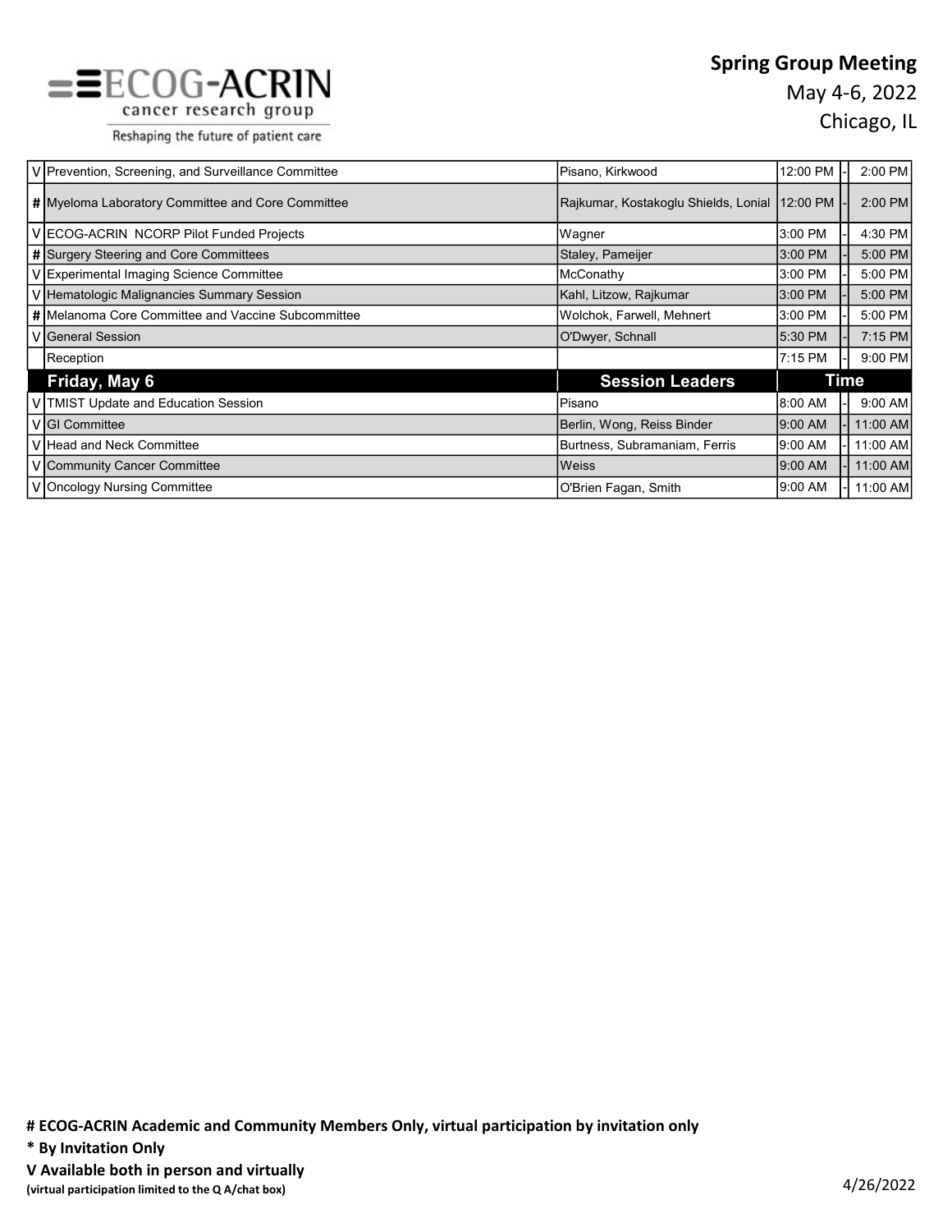## Spring Group Meeting
May 4-6, 2022
Chicago, IL

| | | | | | |
|---|---|---|---|---|---|
| V | Prevention, Screening, and Surveillance Committee | Pisano, Kirkwood | 12:00 PM | - | 2:00 PM |
| # | Myeloma Laboratory Committee and Core Committee | Rajkumar, Kostakoglu Shields, Lonial | 12:00 PM | - | 2:00 PM |
| V | ECOG-ACRIN NCORP Pilot Funded Projects | Wagner | 3:00 PM | - | 4:30 PM |
| # | Surgery Steering and Core Committees | Staley, Pameijer | 3:00 PM | - | 5:00 PM |
| V | Experimental Imaging Science Committee | McConathy | 3:00 PM | - | 5:00 PM |
| V | Hematologic Malignancies Summary Session | Kahl, Litzow, Rajkumar | 3:00 PM | - | 5:00 PM |
| # | Melanoma Core Committee and Vaccine Subcommittee | Wolchok, Farwell, Mehnert | 3:00 PM | - | 5:00 PM |
| V | General Session | O'Dwyer, Schnall | 5:30 PM | - | 7:15 PM |
| | Reception | | 7:15 PM | - | 9:00 PM |
| | **Friday, May 6** | **Session Leaders** | **Time** | | |
| V | TMIST Update and Education Session | Pisano | 8:00 AM | - | 9:00 AM |
| V | GI Committee | Berlin, Wong, Reiss Binder | 9:00 AM | - | 11:00 AM |
| V | Head and Neck Committee | Burtness, Subramaniam, Ferris | 9:00 AM | - | 11:00 AM |
| V | Community Cancer Committee | Weiss | 9:00 AM | - | 11:00 AM |
| V | Oncology Nursing Committee | O'Brien Fagan, Smith | 9:00 AM | - | 11:00 AM |

**# ECOG-ACRIN Academic and Community Members Only, virtual participation by invitation only**

**\* By Invitation Only**

**V Available both in person and virtually**
**(virtual participation limited to the Q A/chat box)**

4/26/2022